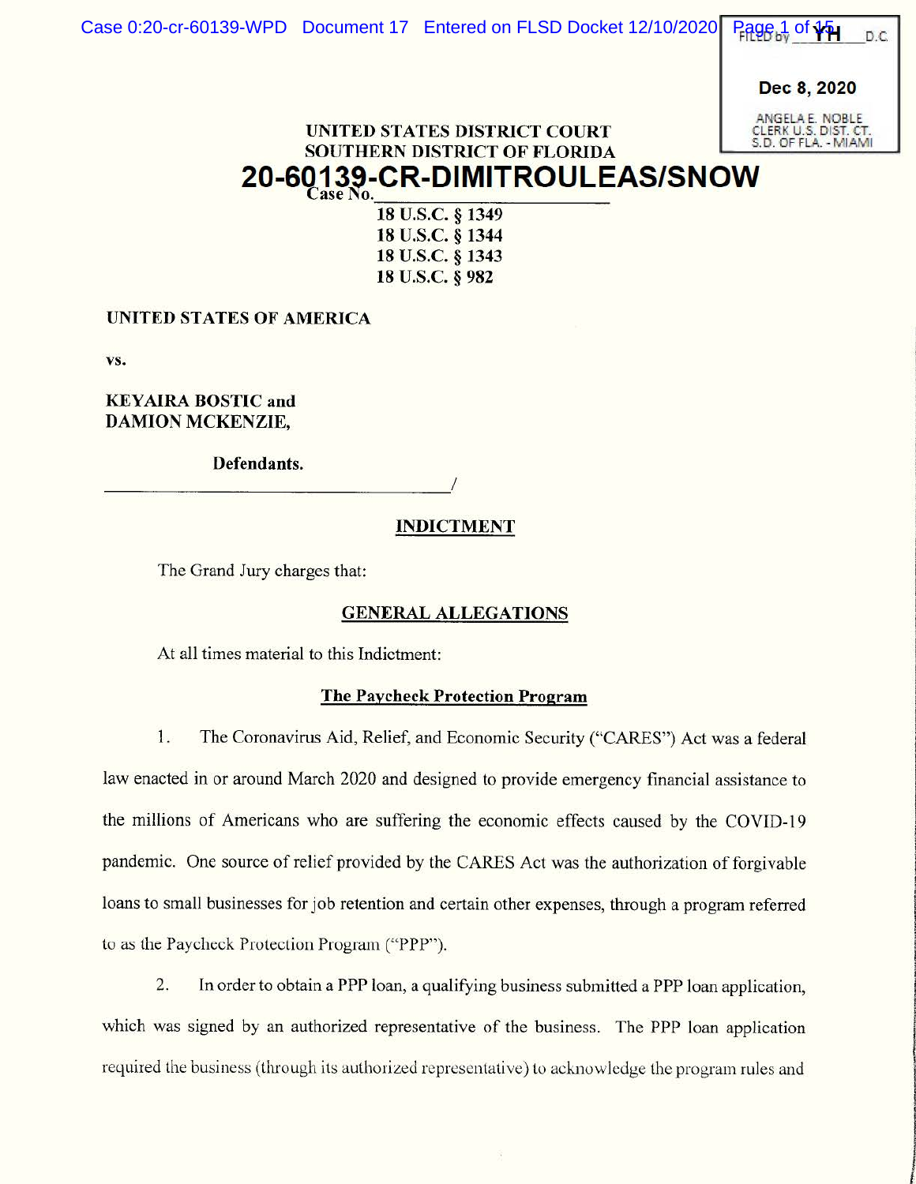UNITED STATES DISTRICT COURT
SOUTHERN DISTRICT OF FLORIDA

**20-60139-CR-DIMITROULEAS/SNOW**

Case No.

18 U.S.C. § 1349
18 U.S.C. § 1344
18 U.S.C. § 1343
18 U.S.C. § 982

FILED BY YH D.C.

Dec 8, 2020

ANGELA E. NOBLE
CLERK U.S. DIST. CT.
S.D. OF FLA. - MIAMI

**UNITED STATES OF AMERICA**

**vs.**

**KEYAIRA BOSTIC and**
**DAMION MCKENZIE,**

**Defendants.**

______________________________/

## INDICTMENT

The Grand Jury charges that:

### GENERAL ALLEGATIONS

At all times material to this Indictment:

#### The Paycheck Protection Program

1. The Coronavirus Aid, Relief, and Economic Security ("CARES") Act was a federal law enacted in or around March 2020 and designed to provide emergency financial assistance to the millions of Americans who are suffering the economic effects caused by the COVID-19 pandemic. One source of relief provided by the CARES Act was the authorization of forgivable loans to small businesses for job retention and certain other expenses, through a program referred to as the Paycheck Protection Program ("PPP").

2. In order to obtain a PPP loan, a qualifying business submitted a PPP loan application, which was signed by an authorized representative of the business. The PPP loan application required the business (through its authorized representative) to acknowledge the program rules and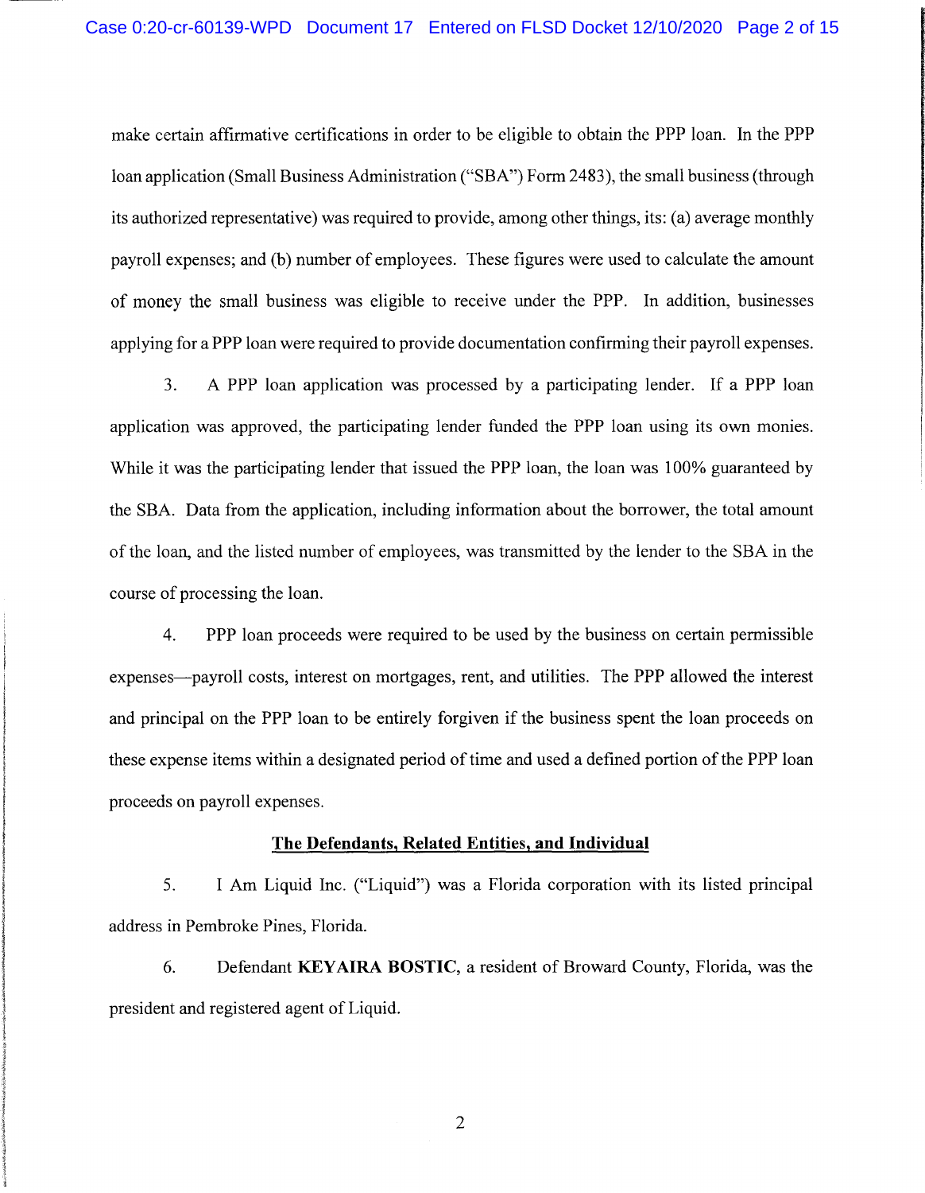make certain affirmative certifications in order to be eligible to obtain the PPP loan. In the PPP loan application (Small Business Administration ("SBA") Form 2483), the small business (through its authorized representative) was required to provide, among other things, its: (a) average monthly payroll expenses; and (b) number of employees. These figures were used to calculate the amount of money the small business was eligible to receive under the PPP. In addition, businesses applying for a PPP loan were required to provide documentation confirming their payroll expenses.

3. A PPP loan application was processed by a participating lender. If a PPP loan application was approved, the participating lender funded the PPP loan using its own monies. While it was the participating lender that issued the PPP loan, the loan was 100% guaranteed by the SBA. Data from the application, including information about the borrower, the total amount of the loan, and the listed number of employees, was transmitted by the lender to the SBA in the course of processing the loan.

4. PPP loan proceeds were required to be used by the business on certain permissible expenses—payroll costs, interest on mortgages, rent, and utilities. The PPP allowed the interest and principal on the PPP loan to be entirely forgiven if the business spent the loan proceeds on these expense items within a designated period of time and used a defined portion of the PPP loan proceeds on payroll expenses.

## The Defendants, Related Entities, and Individual

5. I Am Liquid Inc. ("Liquid") was a Florida corporation with its listed principal address in Pembroke Pines, Florida.

6. Defendant **KEYAIRA BOSTIC**, a resident of Broward County, Florida, was the president and registered agent of Liquid.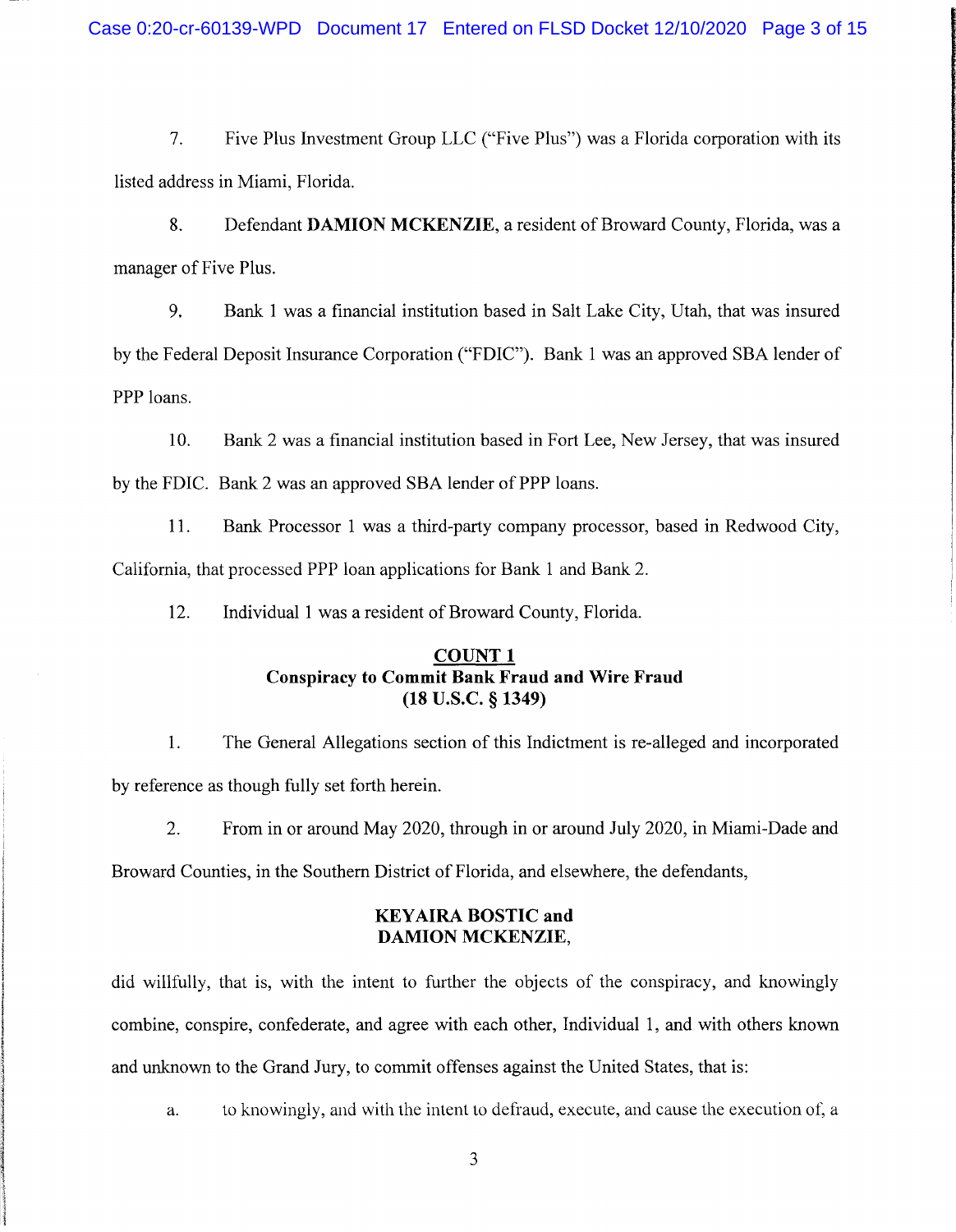7. Five Plus Investment Group LLC ("Five Plus") was a Florida corporation with its listed address in Miami, Florida.

8. Defendant **DAMION MCKENZIE**, a resident of Broward County, Florida, was a manager of Five Plus.

9. Bank 1 was a financial institution based in Salt Lake City, Utah, that was insured by the Federal Deposit Insurance Corporation ("FDIC"). Bank 1 was an approved SBA lender of PPP loans.

10. Bank 2 was a financial institution based in Fort Lee, New Jersey, that was insured by the FDIC. Bank 2 was an approved SBA lender of PPP loans.

11. Bank Processor 1 was a third-party company processor, based in Redwood City, California, that processed PPP loan applications for Bank 1 and Bank 2.

12. Individual 1 was a resident of Broward County, Florida.

## COUNT 1
### Conspiracy to Commit Bank Fraud and Wire Fraud
### (18 U.S.C. § 1349)

1. The General Allegations section of this Indictment is re-alleged and incorporated by reference as though fully set forth herein.

2. From in or around May 2020, through in or around July 2020, in Miami-Dade and Broward Counties, in the Southern District of Florida, and elsewhere, the defendants,

**KEYAIRA BOSTIC and**
**DAMION MCKENZIE,**

did willfully, that is, with the intent to further the objects of the conspiracy, and knowingly combine, conspire, confederate, and agree with each other, Individual 1, and with others known and unknown to the Grand Jury, to commit offenses against the United States, that is:

a. to knowingly, and with the intent to defraud, execute, and cause the execution of, a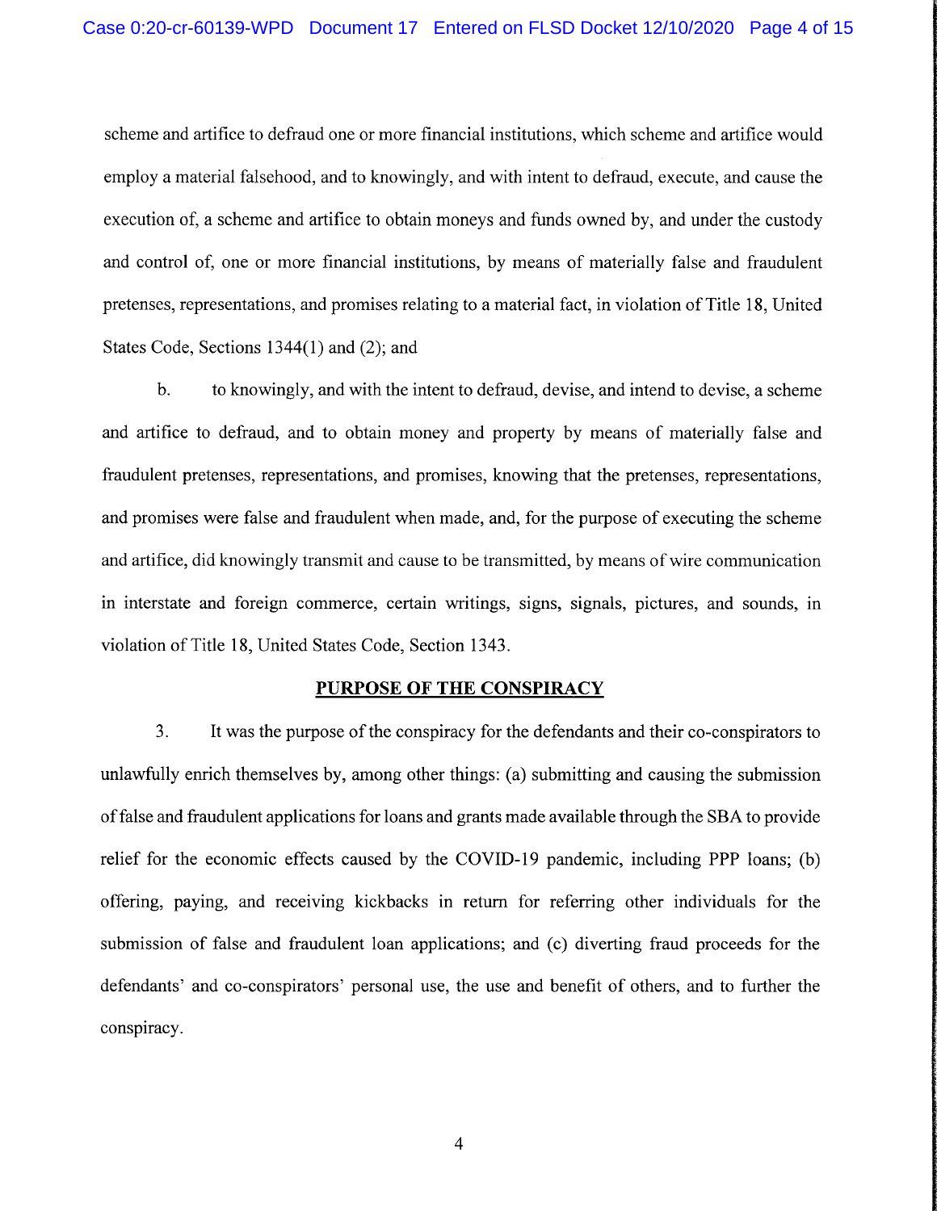scheme and artifice to defraud one or more financial institutions, which scheme and artifice would employ a material falsehood, and to knowingly, and with intent to defraud, execute, and cause the execution of, a scheme and artifice to obtain moneys and funds owned by, and under the custody and control of, one or more financial institutions, by means of materially false and fraudulent pretenses, representations, and promises relating to a material fact, in violation of Title 18, United States Code, Sections 1344(1) and (2); and

b. to knowingly, and with the intent to defraud, devise, and intend to devise, a scheme and artifice to defraud, and to obtain money and property by means of materially false and fraudulent pretenses, representations, and promises, knowing that the pretenses, representations, and promises were false and fraudulent when made, and, for the purpose of executing the scheme and artifice, did knowingly transmit and cause to be transmitted, by means of wire communication in interstate and foreign commerce, certain writings, signs, signals, pictures, and sounds, in violation of Title 18, United States Code, Section 1343.

## PURPOSE OF THE CONSPIRACY

3. It was the purpose of the conspiracy for the defendants and their co-conspirators to unlawfully enrich themselves by, among other things: (a) submitting and causing the submission of false and fraudulent applications for loans and grants made available through the SBA to provide relief for the economic effects caused by the COVID-19 pandemic, including PPP loans; (b) offering, paying, and receiving kickbacks in return for referring other individuals for the submission of false and fraudulent loan applications; and (c) diverting fraud proceeds for the defendants' and co-conspirators' personal use, the use and benefit of others, and to further the conspiracy.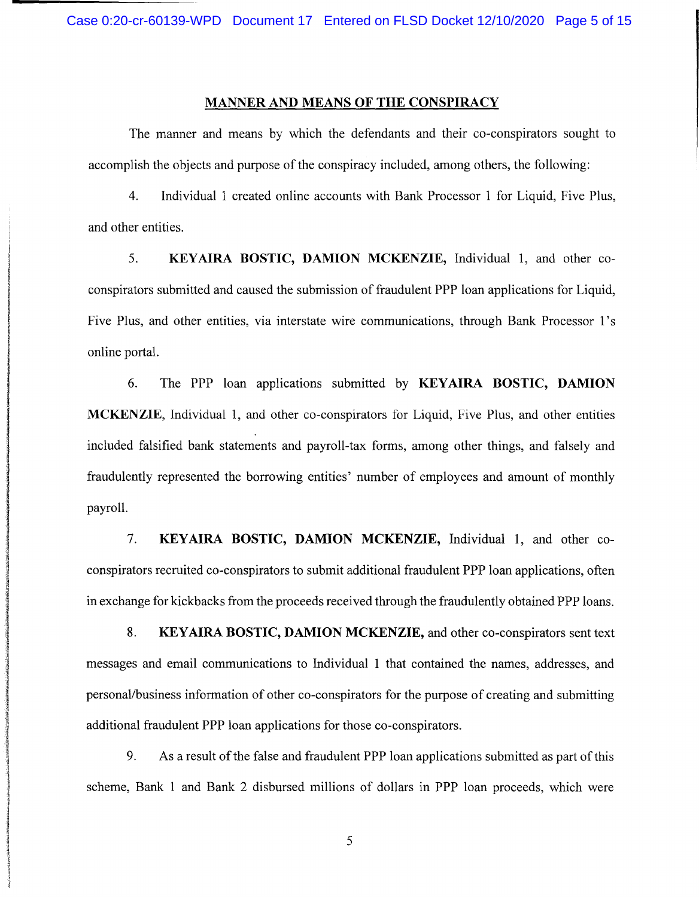## MANNER AND MEANS OF THE CONSPIRACY

The manner and means by which the defendants and their co-conspirators sought to accomplish the objects and purpose of the conspiracy included, among others, the following:

4. Individual 1 created online accounts with Bank Processor 1 for Liquid, Five Plus, and other entities.

5. **KEYAIRA BOSTIC, DAMION MCKENZIE,** Individual 1, and other co-conspirators submitted and caused the submission of fraudulent PPP loan applications for Liquid, Five Plus, and other entities, via interstate wire communications, through Bank Processor 1's online portal.

6. The PPP loan applications submitted by **KEYAIRA BOSTIC, DAMION MCKENZIE**, Individual 1, and other co-conspirators for Liquid, Five Plus, and other entities included falsified bank statements and payroll-tax forms, among other things, and falsely and fraudulently represented the borrowing entities' number of employees and amount of monthly payroll.

7. **KEYAIRA BOSTIC, DAMION MCKENZIE,** Individual 1, and other co-conspirators recruited co-conspirators to submit additional fraudulent PPP loan applications, often in exchange for kickbacks from the proceeds received through the fraudulently obtained PPP loans.

8. **KEYAIRA BOSTIC, DAMION MCKENZIE,** and other co-conspirators sent text messages and email communications to Individual 1 that contained the names, addresses, and personal/business information of other co-conspirators for the purpose of creating and submitting additional fraudulent PPP loan applications for those co-conspirators.

9. As a result of the false and fraudulent PPP loan applications submitted as part of this scheme, Bank 1 and Bank 2 disbursed millions of dollars in PPP loan proceeds, which were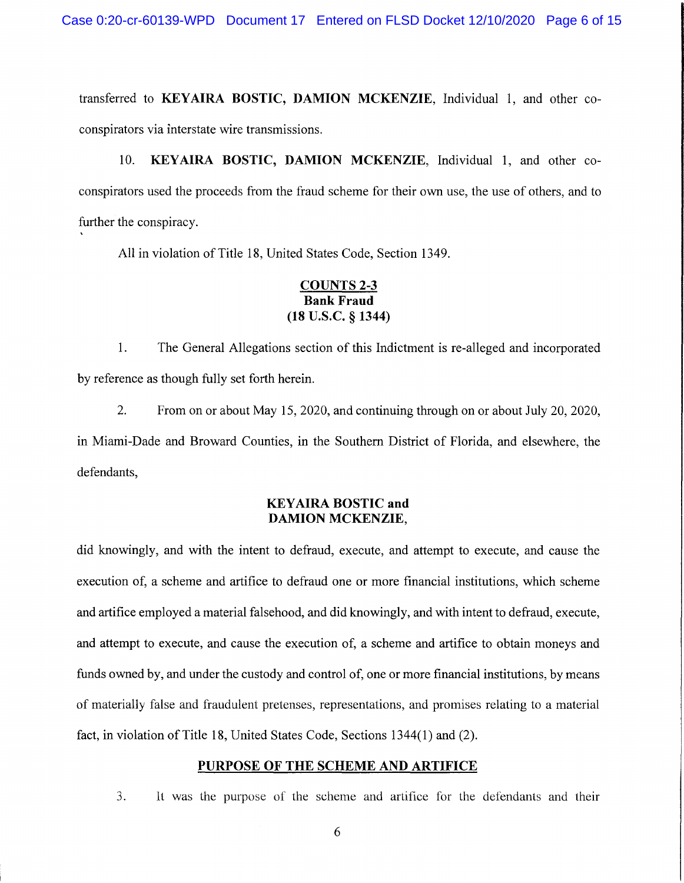transferred to **KEYAIRA BOSTIC, DAMION MCKENZIE**, Individual 1, and other co-conspirators via interstate wire transmissions.

10. **KEYAIRA BOSTIC, DAMION MCKENZIE**, Individual 1, and other co-conspirators used the proceeds from the fraud scheme for their own use, the use of others, and to further the conspiracy.

All in violation of Title 18, United States Code, Section 1349.

**COUNTS 2-3**
**Bank Fraud**
**(18 U.S.C. § 1344)**

1. The General Allegations section of this Indictment is re-alleged and incorporated by reference as though fully set forth herein.

2. From on or about May 15, 2020, and continuing through on or about July 20, 2020, in Miami-Dade and Broward Counties, in the Southern District of Florida, and elsewhere, the defendants,

**KEYAIRA BOSTIC and**
**DAMION MCKENZIE,**

did knowingly, and with the intent to defraud, execute, and attempt to execute, and cause the execution of, a scheme and artifice to defraud one or more financial institutions, which scheme and artifice employed a material falsehood, and did knowingly, and with intent to defraud, execute, and attempt to execute, and cause the execution of, a scheme and artifice to obtain moneys and funds owned by, and under the custody and control of, one or more financial institutions, by means of materially false and fraudulent pretenses, representations, and promises relating to a material fact, in violation of Title 18, United States Code, Sections 1344(1) and (2).

**PURPOSE OF THE SCHEME AND ARTIFICE**

3. It was the purpose of the scheme and artifice for the defendants and their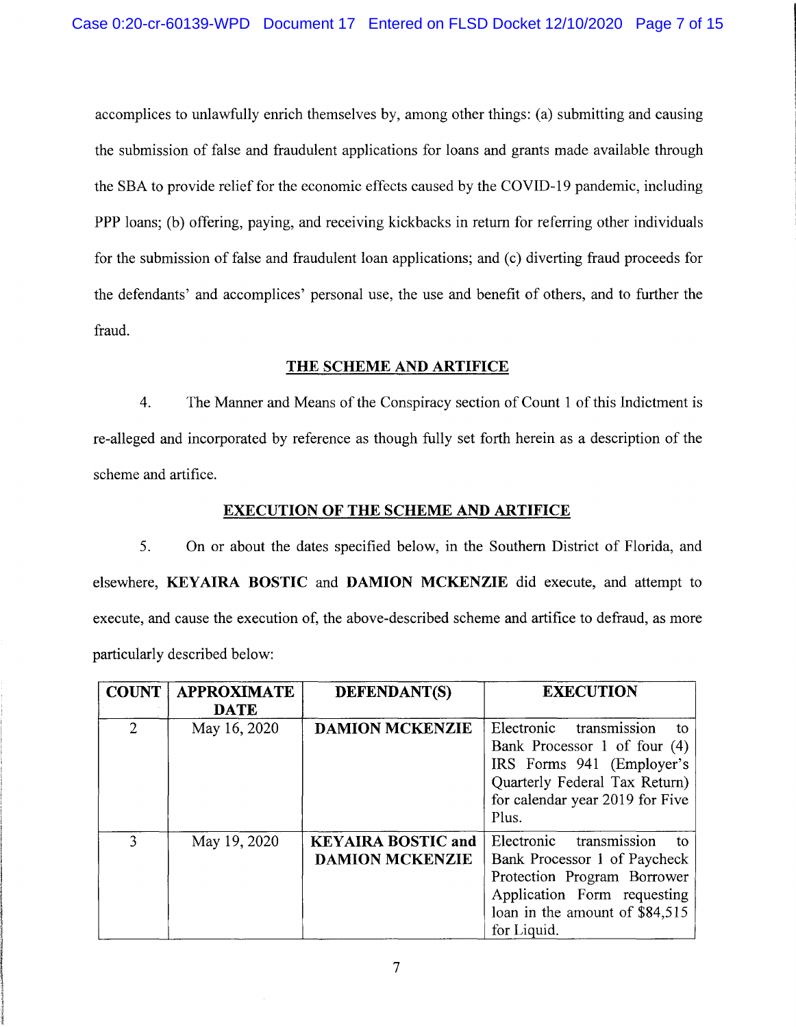accomplices to unlawfully enrich themselves by, among other things: (a) submitting and causing the submission of false and fraudulent applications for loans and grants made available through the SBA to provide relief for the economic effects caused by the COVID-19 pandemic, including PPP loans; (b) offering, paying, and receiving kickbacks in return for referring other individuals for the submission of false and fraudulent loan applications; and (c) diverting fraud proceeds for the defendants' and accomplices' personal use, the use and benefit of others, and to further the fraud.

## THE SCHEME AND ARTIFICE

4. The Manner and Means of the Conspiracy section of Count 1 of this Indictment is re-alleged and incorporated by reference as though fully set forth herein as a description of the scheme and artifice.

## EXECUTION OF THE SCHEME AND ARTIFICE

5. On or about the dates specified below, in the Southern District of Florida, and elsewhere, **KEYAIRA BOSTIC** and **DAMION MCKENZIE** did execute, and attempt to execute, and cause the execution of, the above-described scheme and artifice to defraud, as more particularly described below:

| COUNT | APPROXIMATE DATE | DEFENDANT(S) | EXECUTION |
|---|---|---|---|
| 2 | May 16, 2020 | **DAMION MCKENZIE** | Electronic transmission to Bank Processor 1 of four (4) IRS Forms 941 (Employer's Quarterly Federal Tax Return) for calendar year 2019 for Five Plus. |
| 3 | May 19, 2020 | **KEYAIRA BOSTIC and DAMION MCKENZIE** | Electronic transmission to Bank Processor 1 of Paycheck Protection Program Borrower Application Form requesting loan in the amount of $84,515 for Liquid. |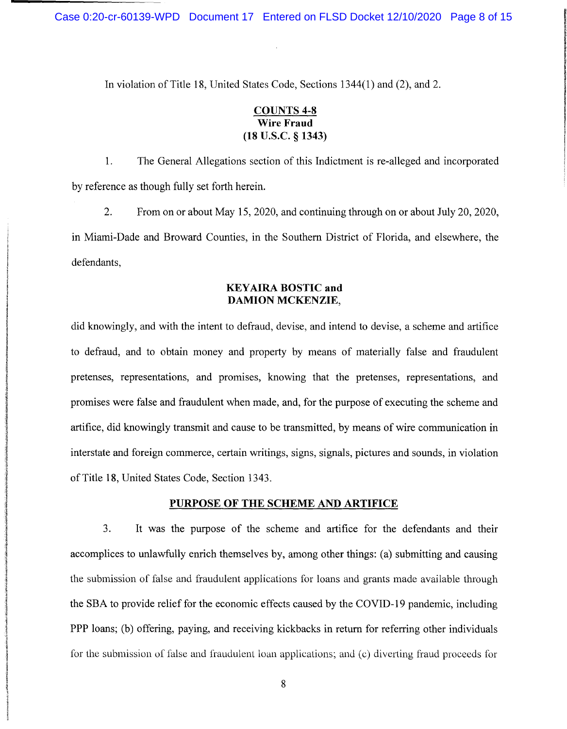In violation of Title 18, United States Code, Sections 1344(1) and (2), and 2.

## COUNTS 4-8
**Wire Fraud**
**(18 U.S.C. § 1343)**

1. The General Allegations section of this Indictment is re-alleged and incorporated by reference as though fully set forth herein.

2. From on or about May 15, 2020, and continuing through on or about July 20, 2020, in Miami-Dade and Broward Counties, in the Southern District of Florida, and elsewhere, the defendants,

**KEYAIRA BOSTIC and**
**DAMION MCKENZIE,**

did knowingly, and with the intent to defraud, devise, and intend to devise, a scheme and artifice to defraud, and to obtain money and property by means of materially false and fraudulent pretenses, representations, and promises, knowing that the pretenses, representations, and promises were false and fraudulent when made, and, for the purpose of executing the scheme and artifice, did knowingly transmit and cause to be transmitted, by means of wire communication in interstate and foreign commerce, certain writings, signs, signals, pictures and sounds, in violation of Title 18, United States Code, Section 1343.

## PURPOSE OF THE SCHEME AND ARTIFICE

3. It was the purpose of the scheme and artifice for the defendants and their accomplices to unlawfully enrich themselves by, among other things: (a) submitting and causing the submission of false and fraudulent applications for loans and grants made available through the SBA to provide relief for the economic effects caused by the COVID-19 pandemic, including PPP loans; (b) offering, paying, and receiving kickbacks in return for referring other individuals for the submission of false and fraudulent loan applications; and (c) diverting fraud proceeds for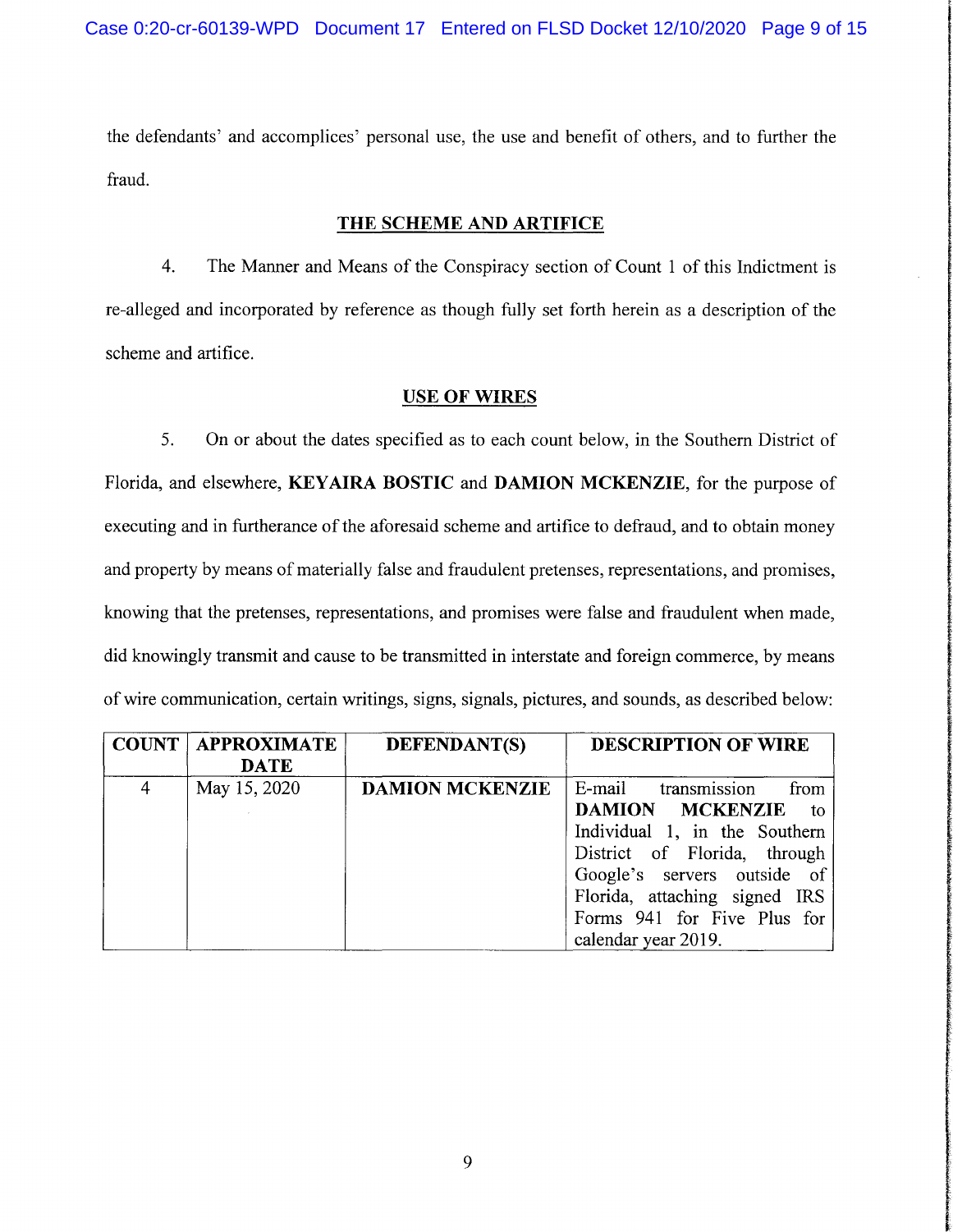the defendants' and accomplices' personal use, the use and benefit of others, and to further the fraud.

## THE SCHEME AND ARTIFICE

4. The Manner and Means of the Conspiracy section of Count 1 of this Indictment is re-alleged and incorporated by reference as though fully set forth herein as a description of the scheme and artifice.

## USE OF WIRES

5. On or about the dates specified as to each count below, in the Southern District of Florida, and elsewhere, **KEYAIRA BOSTIC** and **DAMION MCKENZIE**, for the purpose of executing and in furtherance of the aforesaid scheme and artifice to defraud, and to obtain money and property by means of materially false and fraudulent pretenses, representations, and promises, knowing that the pretenses, representations, and promises were false and fraudulent when made, did knowingly transmit and cause to be transmitted in interstate and foreign commerce, by means of wire communication, certain writings, signs, signals, pictures, and sounds, as described below:

| COUNT | APPROXIMATE DATE | DEFENDANT(S) | DESCRIPTION OF WIRE |
|---|---|---|---|
| 4 | May 15, 2020 | **DAMION MCKENZIE** | E-mail transmission from **DAMION MCKENZIE** to Individual 1, in the Southern District of Florida, through Google's servers outside of Florida, attaching signed IRS Forms 941 for Five Plus for calendar year 2019. |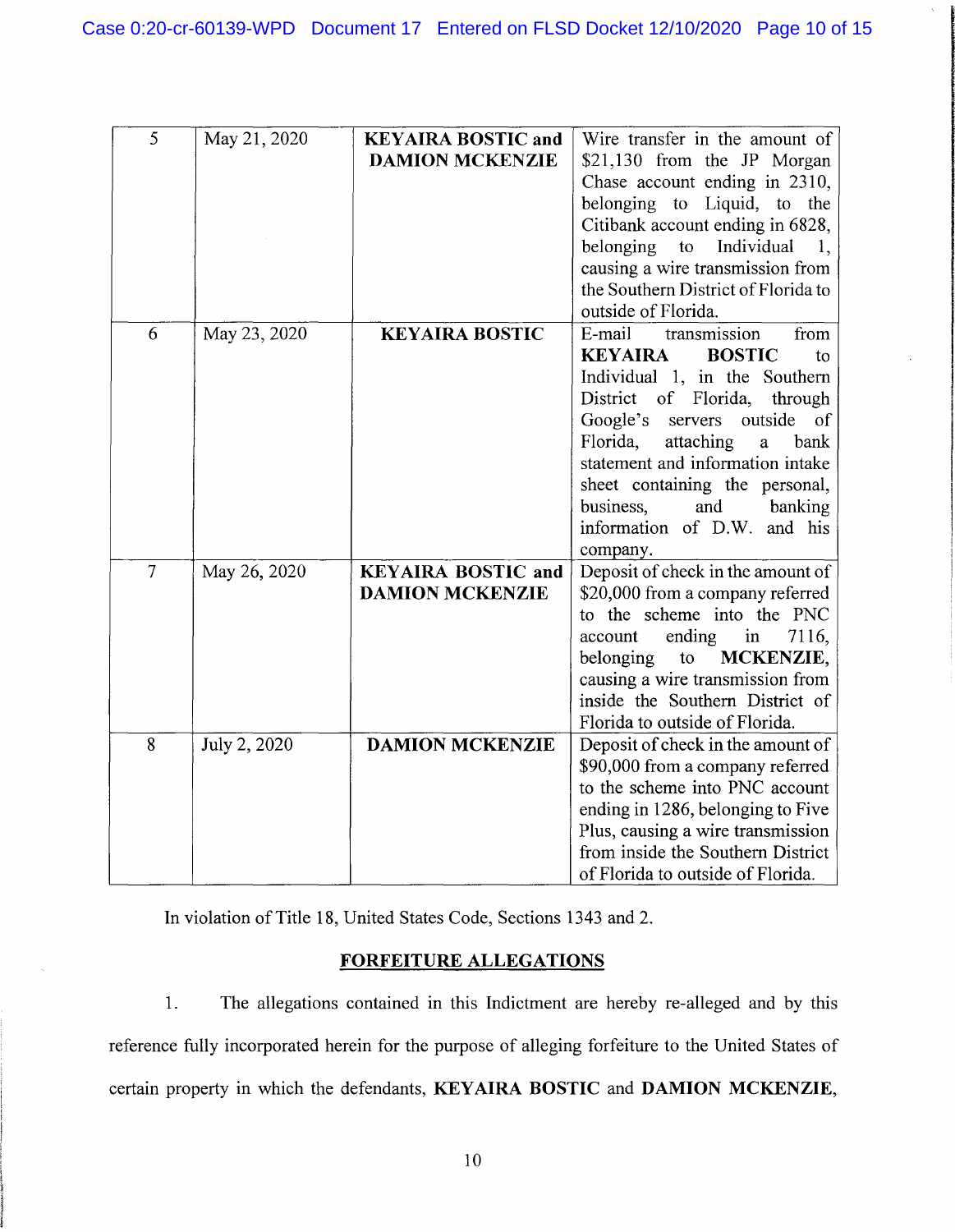| 5 | May 21, 2020 | **KEYAIRA BOSTIC and DAMION MCKENZIE** | Wire transfer in the amount of $21,130 from the JP Morgan Chase account ending in 2310, belonging to Liquid, to the Citibank account ending in 6828, belonging to Individual 1, causing a wire transmission from the Southern District of Florida to outside of Florida. |
|---|---|---|---|
| 6 | May 23, 2020 | **KEYAIRA BOSTIC** | E-mail transmission from **KEYAIRA BOSTIC** to Individual 1, in the Southern District of Florida, through Google's servers outside of Florida, attaching a bank statement and information intake sheet containing the personal, business, and banking information of D.W. and his company. |
| 7 | May 26, 2020 | **KEYAIRA BOSTIC and DAMION MCKENZIE** | Deposit of check in the amount of $20,000 from a company referred to the scheme into the PNC account ending in 7116, belonging to **MCKENZIE**, causing a wire transmission from inside the Southern District of Florida to outside of Florida. |
| 8 | July 2, 2020 | **DAMION MCKENZIE** | Deposit of check in the amount of $90,000 from a company referred to the scheme into PNC account ending in 1286, belonging to Five Plus, causing a wire transmission from inside the Southern District of Florida to outside of Florida. |

In violation of Title 18, United States Code, Sections 1343 and 2.

## FORFEITURE ALLEGATIONS

1. The allegations contained in this Indictment are hereby re-alleged and by this reference fully incorporated herein for the purpose of alleging forfeiture to the United States of certain property in which the defendants, **KEYAIRA BOSTIC** and **DAMION MCKENZIE**,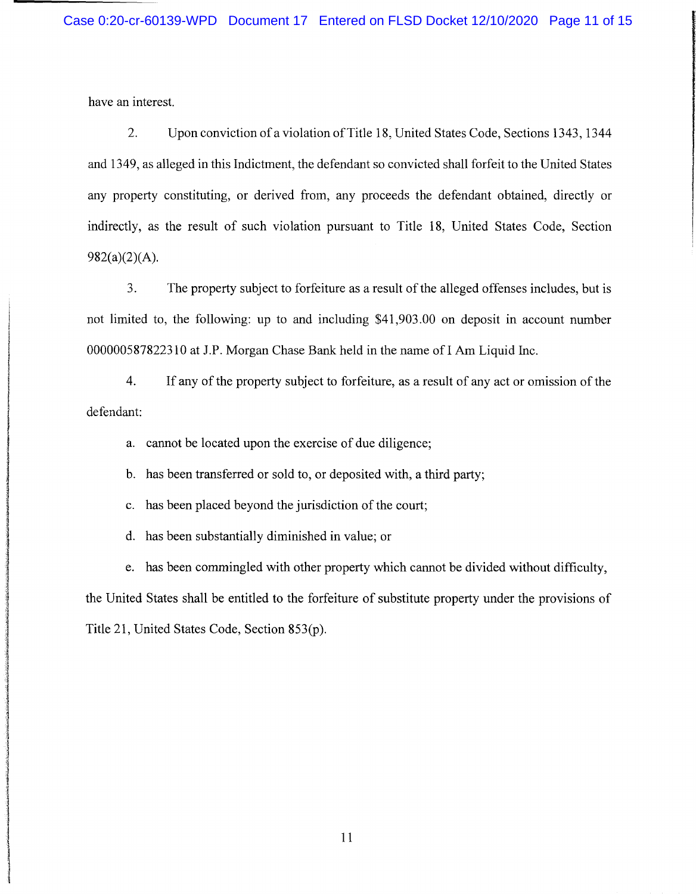have an interest.

2. Upon conviction of a violation of Title 18, United States Code, Sections 1343, 1344 and 1349, as alleged in this Indictment, the defendant so convicted shall forfeit to the United States any property constituting, or derived from, any proceeds the defendant obtained, directly or indirectly, as the result of such violation pursuant to Title 18, United States Code, Section 982(a)(2)(A).

3. The property subject to forfeiture as a result of the alleged offenses includes, but is not limited to, the following: up to and including $41,903.00 on deposit in account number 000000587822310 at J.P. Morgan Chase Bank held in the name of I Am Liquid Inc.

4. If any of the property subject to forfeiture, as a result of any act or omission of the defendant:

a. cannot be located upon the exercise of due diligence;

b. has been transferred or sold to, or deposited with, a third party;

c. has been placed beyond the jurisdiction of the court;

d. has been substantially diminished in value; or

e. has been commingled with other property which cannot be divided without difficulty,

the United States shall be entitled to the forfeiture of substitute property under the provisions of Title 21, United States Code, Section 853(p).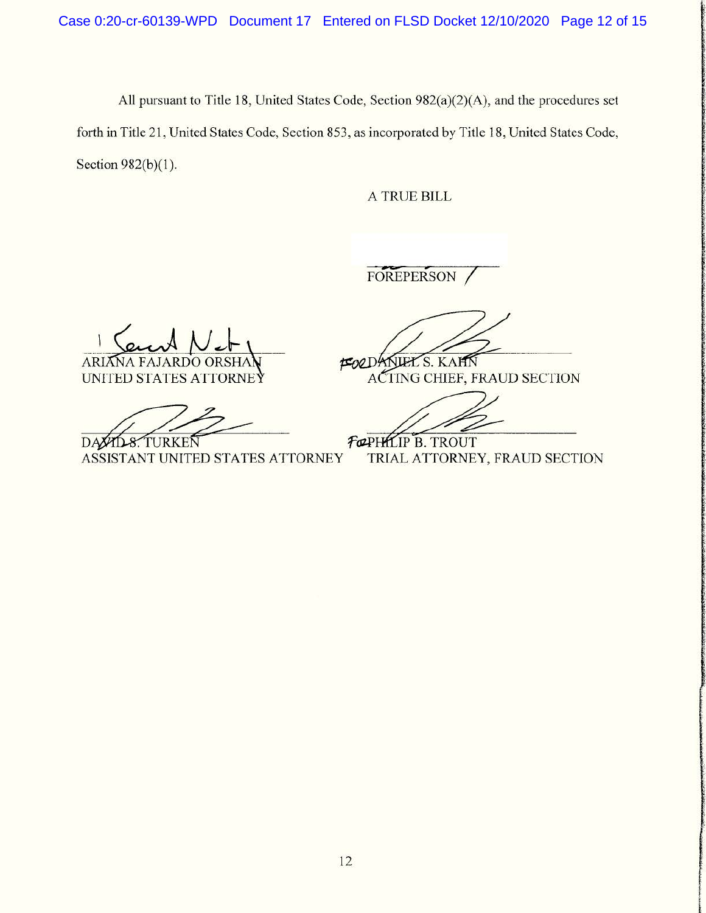All pursuant to Title 18, United States Code, Section 982(a)(2)(A), and the procedures set forth in Title 21, United States Code, Section 853, as incorporated by Title 18, United States Code, Section 982(b)(1).

A TRUE BILL

FOREPERSON

ARIANA FAJARDO ORSHAN
UNITED STATES ATTORNEY

FOR DANIEL S. KAHN
ACTING CHIEF, FRAUD SECTION

DAVID S. TURKEN
ASSISTANT UNITED STATES ATTORNEY

FOR PHILIP B. TROUT
TRIAL ATTORNEY, FRAUD SECTION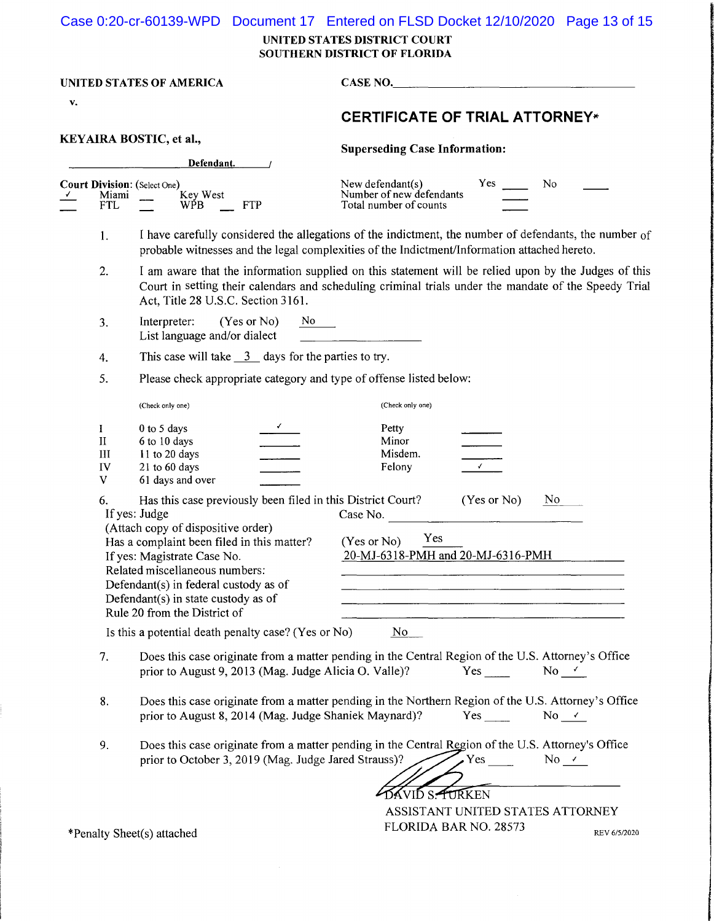UNITED STATES DISTRICT COURT
SOUTHERN DISTRICT OF FLORIDA

UNITED STATES OF AMERICA

v.

KEYAIRA BOSTIC, et al.,

Defendant.

CASE NO.

# CERTIFICATE OF TRIAL ATTORNEY*

**Superseding Case Information:**

New defendant(s) Yes ____ No ____
Number of new defendants ____
Total number of counts ____

**Court Division:** (Select One)
✓ Miami __ Key West
__ FTL __ WPB __ FTP

1. I have carefully considered the allegations of the indictment, the number of defendants, the number of probable witnesses and the legal complexities of the Indictment/Information attached hereto.

2. I am aware that the information supplied on this statement will be relied upon by the Judges of this Court in setting their calendars and scheduling criminal trials under the mandate of the Speedy Trial Act, Title 28 U.S.C. Section 3161.

3. Interpreter: (Yes or No) No
List language and/or dialect ____________

4. This case will take 3 days for the parties to try.

5. Please check appropriate category and type of offense listed below:

| (Check only one) | | | (Check only one) | |
|---|---|---|---|---|
| I | 0 to 5 days | ✓ | Petty | |
| II | 6 to 10 days | | Minor | |
| III | 11 to 20 days | | Misdem. | |
| IV | 21 to 60 days | | Felony | ✓ |
| V | 61 days and over | | | |

6. Has this case previously been filed in this District Court? (Yes or No) No
If yes: Judge Case No.
(Attach copy of dispositive order)
Has a complaint been filed in this matter? (Yes or No) Yes
If yes: Magistrate Case No. 20-MJ-6318-PMH and 20-MJ-6316-PMH
Related miscellaneous numbers:
Defendant(s) in federal custody as of
Defendant(s) in state custody as of
Rule 20 from the District of

Is this a potential death penalty case? (Yes or No) No

7. Does this case originate from a matter pending in the Central Region of the U.S. Attorney's Office prior to August 9, 2013 (Mag. Judge Alicia O. Valle)? Yes ____ No ✓

8. Does this case originate from a matter pending in the Northern Region of the U.S. Attorney's Office prior to August 8, 2014 (Mag. Judge Shaniek Maynard)? Yes ____ No ✓

9. Does this case originate from a matter pending in the Central Region of the U.S. Attorney's Office prior to October 3, 2019 (Mag. Judge Jared Strauss)? Yes ____ No ✓

DAVID S. TURKEN
ASSISTANT UNITED STATES ATTORNEY
FLORIDA BAR NO. 28573

*Penalty Sheet(s) attached

REV 6/5/2020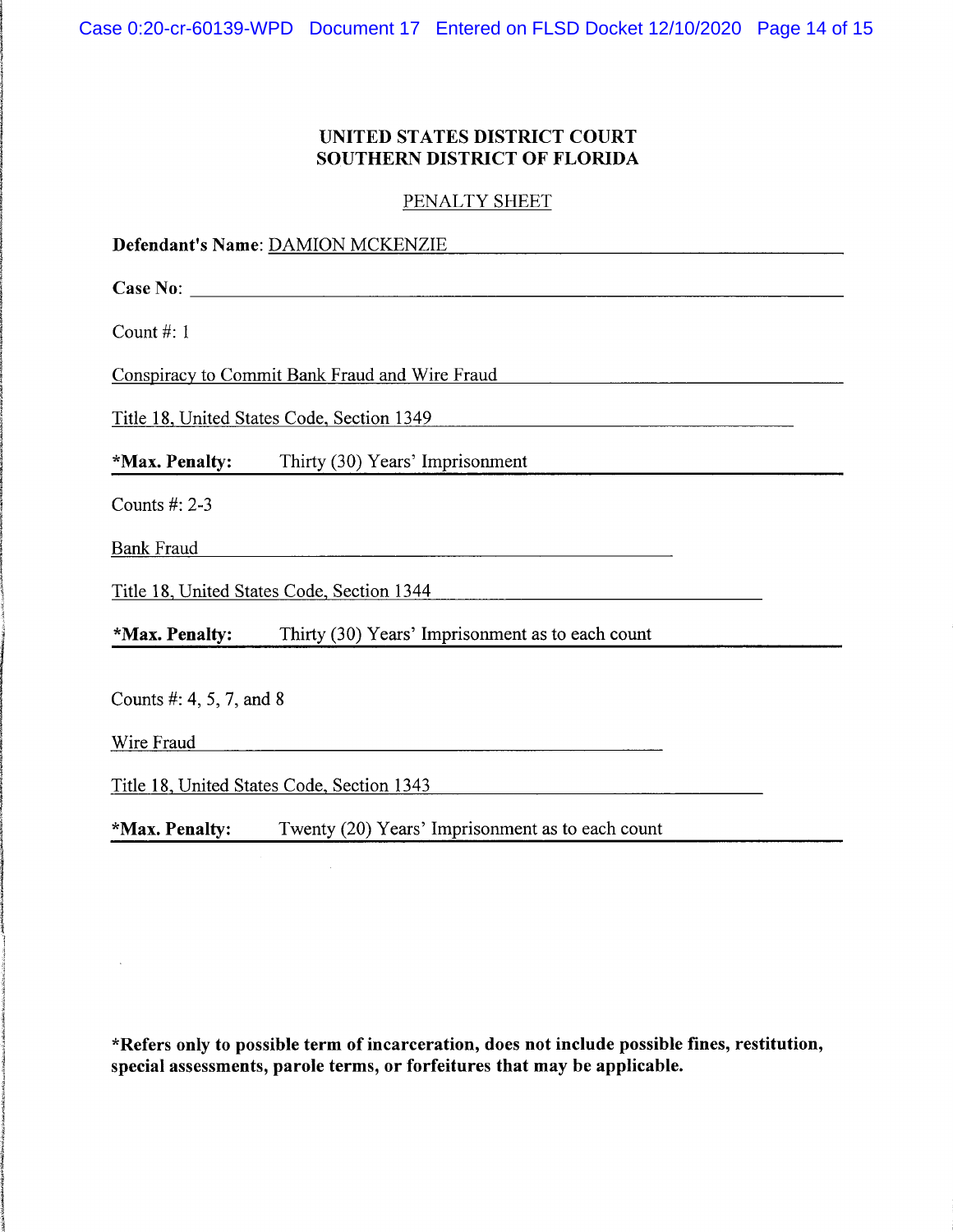**UNITED STATES DISTRICT COURT**
**SOUTHERN DISTRICT OF FLORIDA**

PENALTY SHEET

**Defendant's Name**: DAMION MCKENZIE

**Case No**:

Count #: 1

Conspiracy to Commit Bank Fraud and Wire Fraud

Title 18, United States Code, Section 1349

***Max. Penalty:** Thirty (30) Years' Imprisonment

Counts #: 2-3

Bank Fraud

Title 18, United States Code, Section 1344

***Max. Penalty:** Thirty (30) Years' Imprisonment as to each count

Counts #: 4, 5, 7, and 8

Wire Fraud

Title 18, United States Code, Section 1343

***Max. Penalty:** Twenty (20) Years' Imprisonment as to each count

***Refers only to possible term of incarceration, does not include possible fines, restitution, special assessments, parole terms, or forfeitures that may be applicable.**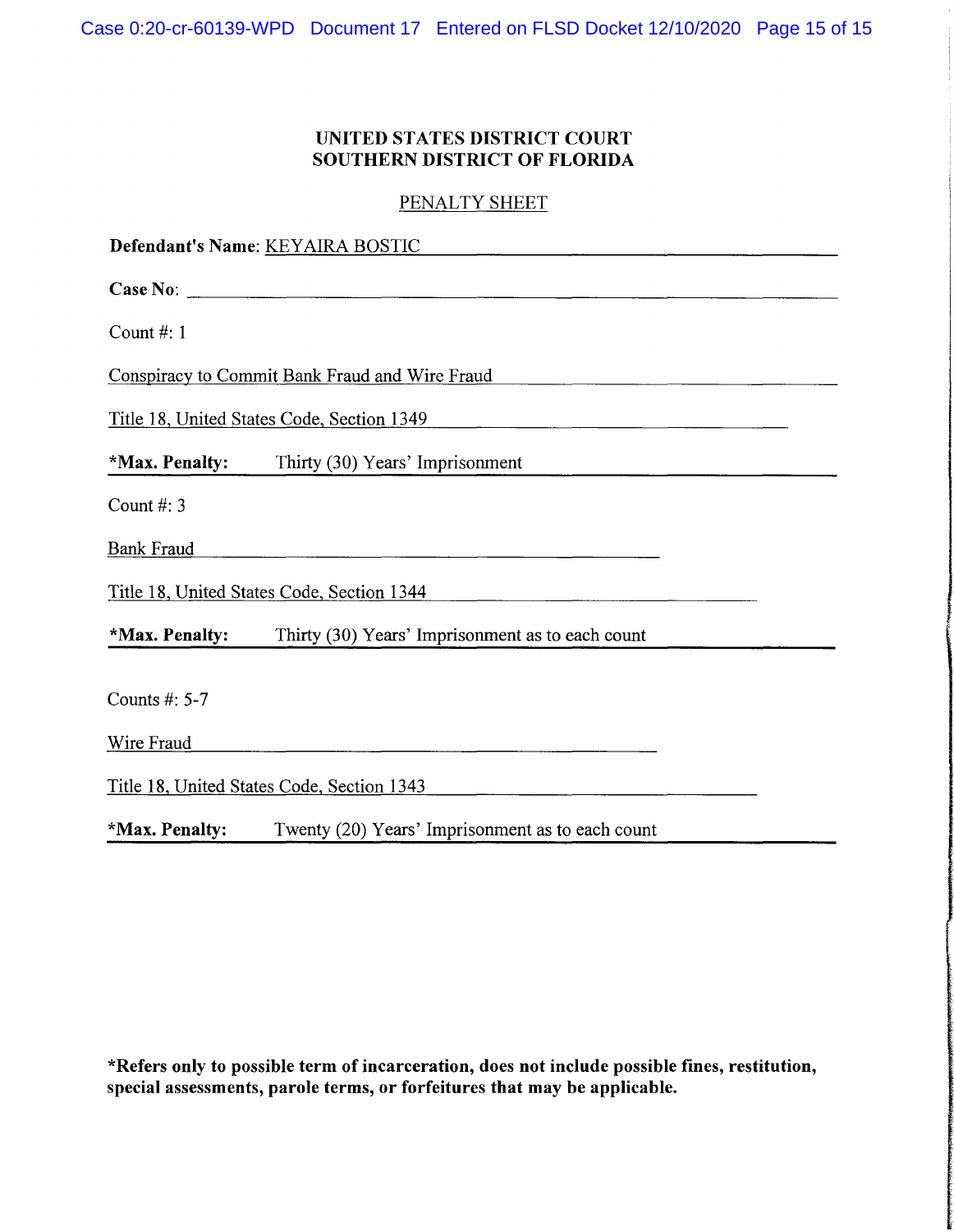**UNITED STATES DISTRICT COURT**
**SOUTHERN DISTRICT OF FLORIDA**

PENALTY SHEET

**Defendant's Name**: KEYAIRA BOSTIC

**Case No**:

Count #: 1

Conspiracy to Commit Bank Fraud and Wire Fraud

Title 18, United States Code, Section 1349

***Max. Penalty:** Thirty (30) Years' Imprisonment

Count #: 3

Bank Fraud

Title 18, United States Code, Section 1344

***Max. Penalty:** Thirty (30) Years' Imprisonment as to each count

Counts #: 5-7

Wire Fraud

Title 18, United States Code, Section 1343

***Max. Penalty:** Twenty (20) Years' Imprisonment as to each count

**\*Refers only to possible term of incarceration, does not include possible fines, restitution, special assessments, parole terms, or forfeitures that may be applicable.**